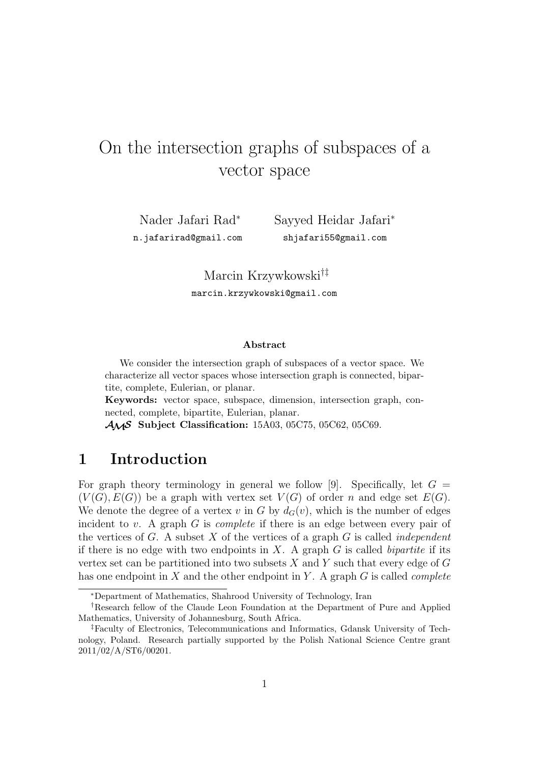# On the intersection graphs of subspaces of a vector space

Nader Jafari Rad[*]
n.jafarirad@gmail.com

Sayyed Heidar Jafari[*]
shjafari55@gmail.com

Marcin Krzywkowski[†‡]
marcin.krzywkowski@gmail.com

**Abstract**

We consider the intersection graph of subspaces of a vector space. We characterize all vector spaces whose intersection graph is connected, bipartite, complete, Eulerian, or planar.

**Keywords:** vector space, subspace, dimension, intersection graph, connected, complete, bipartite, Eulerian, planar.

**AMS Subject Classification:** 15A03, 05C75, 05C62, 05C69.

## 1 Introduction

For graph theory terminology in general we follow [9]. Specifically, let $G = (V(G), E(G))$ be a graph with vertex set $V(G)$ of order $n$ and edge set $E(G)$. We denote the degree of a vertex $v$ in $G$ by $d_G(v)$, which is the number of edges incident to $v$. A graph $G$ is *complete* if there is an edge between every pair of the vertices of $G$. A subset $X$ of the vertices of a graph $G$ is called *independent* if there is no edge with two endpoints in $X$. A graph $G$ is called *bipartite* if its vertex set can be partitioned into two subsets $X$ and $Y$ such that every edge of $G$ has one endpoint in $X$ and the other endpoint in $Y$. A graph $G$ is called *complete*

[*]Department of Mathematics, Shahrood University of Technology, Iran

[†]Research fellow of the Claude Leon Foundation at the Department of Pure and Applied Mathematics, University of Johannesburg, South Africa.

[‡]Faculty of Electronics, Telecommunications and Informatics, Gdansk University of Technology, Poland. Research partially supported by the Polish National Science Centre grant 2011/02/A/ST6/00201.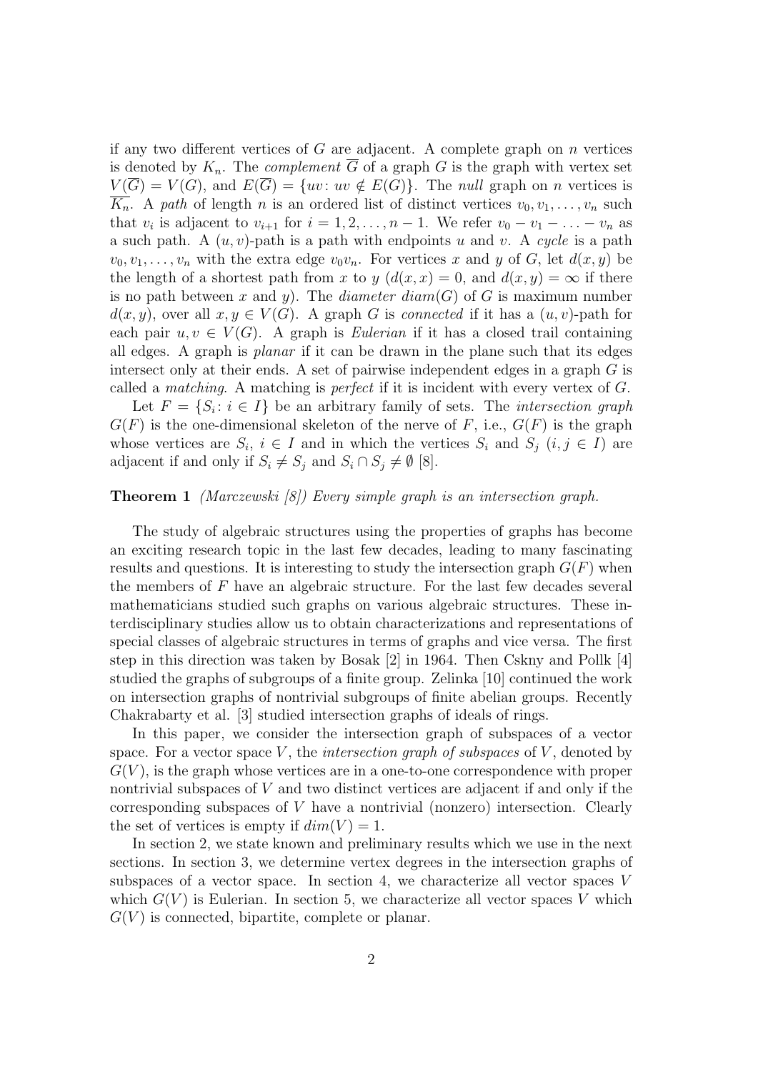if any two different vertices of $G$ are adjacent. A complete graph on $n$ vertices is denoted by $K_n$. The *complement* $\overline{G}$ of a graph $G$ is the graph with vertex set $V(\overline{G}) = V(G)$, and $E(\overline{G}) = \{uv : uv \notin E(G)\}$. The *null* graph on $n$ vertices is $\overline{K_n}$. A *path* of length $n$ is an ordered list of distinct vertices $v_0, v_1, \ldots, v_n$ such that $v_i$ is adjacent to $v_{i+1}$ for $i = 1, 2, \ldots, n-1$. We refer $v_0 - v_1 - \ldots - v_n$ as a such path. A $(u, v)$-path is a path with endpoints $u$ and $v$. A *cycle* is a path $v_0, v_1, \ldots, v_n$ with the extra edge $v_0v_n$. For vertices $x$ and $y$ of $G$, let $d(x, y)$ be the length of a shortest path from $x$ to $y$ ($d(x, x) = 0$, and $d(x, y) = \infty$ if there is no path between $x$ and $y$). The *diameter* $diam(G)$ of $G$ is maximum number $d(x, y)$, over all $x, y \in V(G)$. A graph $G$ is *connected* if it has a $(u, v)$-path for each pair $u, v \in V(G)$. A graph is *Eulerian* if it has a closed trail containing all edges. A graph is *planar* if it can be drawn in the plane such that its edges intersect only at their ends. A set of pairwise independent edges in a graph $G$ is called a *matching*. A matching is *perfect* if it is incident with every vertex of $G$.

Let $F = \{S_i : i \in I\}$ be an arbitrary family of sets. The *intersection graph* $G(F)$ is the one-dimensional skeleton of the nerve of $F$, i.e., $G(F)$ is the graph whose vertices are $S_i$, $i \in I$ and in which the vertices $S_i$ and $S_j$ ($i, j \in I$) are adjacent if and only if $S_i \neq S_j$ and $S_i \cap S_j \neq \emptyset$ [8].

**Theorem 1** *(Marczewski [8]) Every simple graph is an intersection graph.*

The study of algebraic structures using the properties of graphs has become an exciting research topic in the last few decades, leading to many fascinating results and questions. It is interesting to study the intersection graph $G(F)$ when the members of $F$ have an algebraic structure. For the last few decades several mathematicians studied such graphs on various algebraic structures. These interdisciplinary studies allow us to obtain characterizations and representations of special classes of algebraic structures in terms of graphs and vice versa. The first step in this direction was taken by Bosak [2] in 1964. Then Cskny and Pollk [4] studied the graphs of subgroups of a finite group. Zelinka [10] continued the work on intersection graphs of nontrivial subgroups of finite abelian groups. Recently Chakrabarty et al. [3] studied intersection graphs of ideals of rings.

In this paper, we consider the intersection graph of subspaces of a vector space. For a vector space $V$, the *intersection graph of subspaces* of $V$, denoted by $G(V)$, is the graph whose vertices are in a one-to-one correspondence with proper nontrivial subspaces of $V$ and two distinct vertices are adjacent if and only if the corresponding subspaces of $V$ have a nontrivial (nonzero) intersection. Clearly the set of vertices is empty if $dim(V) = 1$.

In section 2, we state known and preliminary results which we use in the next sections. In section 3, we determine vertex degrees in the intersection graphs of subspaces of a vector space. In section 4, we characterize all vector spaces $V$ which $G(V)$ is Eulerian. In section 5, we characterize all vector spaces $V$ which $G(V)$ is connected, bipartite, complete or planar.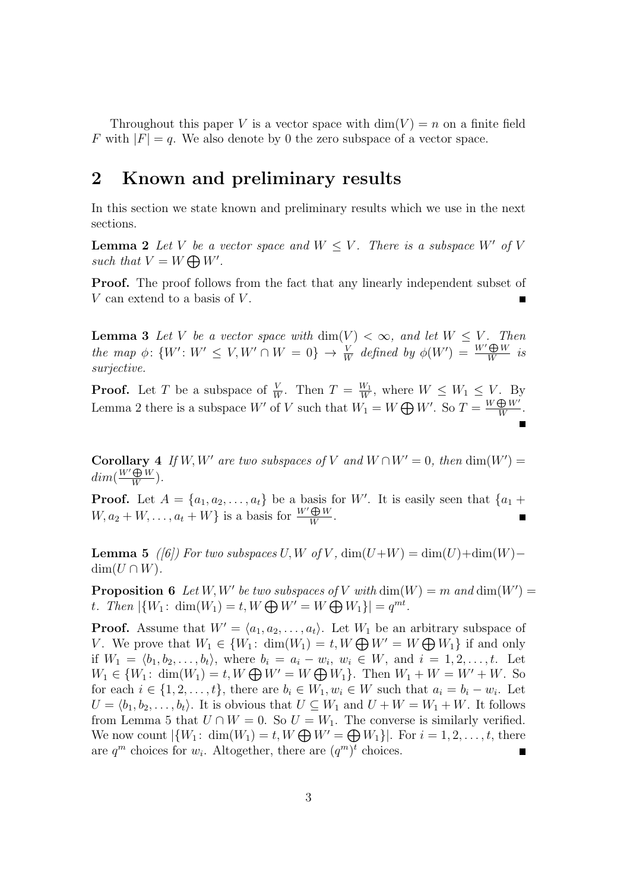Throughout this paper $V$ is a vector space with $\dim(V) = n$ on a finite field $F$ with $|F| = q$. We also denote by 0 the zero subspace of a vector space.

## 2 Known and preliminary results

In this section we state known and preliminary results which we use in the next sections.

**Lemma 2** *Let $V$ be a vector space and $W \leq V$. There is a subspace $W'$ of $V$ such that $V = W \bigoplus W'$.*

**Proof.** The proof follows from the fact that any linearly independent subset of $V$ can extend to a basis of $V$. ■

**Lemma 3** *Let $V$ be a vector space with $\dim(V) < \infty$, and let $W \leq V$. Then the map $\phi\colon \{W'\colon W' \leq V, W' \cap W = 0\} \to \frac{V}{W}$ defined by $\phi(W') = \frac{W' \bigoplus W}{W}$ is surjective.*

**Proof.** Let $T$ be a subspace of $\frac{V}{W}$. Then $T = \frac{W_1}{W}$, where $W \leq W_1 \leq V$. By Lemma 2 there is a subspace $W'$ of $V$ such that $W_1 = W \bigoplus W'$. So $T = \frac{W \bigoplus W'}{W}$. ■

**Corollary 4** *If $W, W'$ are two subspaces of $V$ and $W \cap W' = 0$, then $\dim(W') = dim(\frac{W' \bigoplus W}{W})$.*

**Proof.** Let $A = \{a_1, a_2, \ldots, a_t\}$ be a basis for $W'$. It is easily seen that $\{a_1 + W, a_2 + W, \ldots, a_t + W\}$ is a basis for $\frac{W' \bigoplus W}{W}$. ■

**Lemma 5** *([6]) For two subspaces $U, W$ of $V$, $\dim(U+W) = \dim(U) + \dim(W) - \dim(U \cap W)$.*

**Proposition 6** *Let $W, W'$ be two subspaces of $V$ with $\dim(W) = m$ and $\dim(W') = t$. Then $|\{W_1\colon \dim(W_1) = t, W \bigoplus W' = W \bigoplus W_1\}| = q^{mt}$.*

**Proof.** Assume that $W' = \langle a_1, a_2, \ldots, a_t \rangle$. Let $W_1$ be an arbitrary subspace of $V$. We prove that $W_1 \in \{W_1\colon \dim(W_1) = t, W \bigoplus W' = W \bigoplus W_1\}$ if and only if $W_1 = \langle b_1, b_2, \ldots, b_t \rangle$, where $b_i = a_i - w_i$, $w_i \in W$, and $i = 1, 2, \ldots, t$. Let $W_1 \in \{W_1\colon \dim(W_1) = t, W \bigoplus W' = W \bigoplus W_1\}$. Then $W_1 + W = W' + W$. So for each $i \in \{1, 2, \ldots, t\}$, there are $b_i \in W_1, w_i \in W$ such that $a_i = b_i - w_i$. Let $U = \langle b_1, b_2, \ldots, b_t \rangle$. It is obvious that $U \subseteq W_1$ and $U + W = W_1 + W$. It follows from Lemma 5 that $U \cap W = 0$. So $U = W_1$. The converse is similarly verified. We now count $|\{W_1\colon \dim(W_1) = t, W \bigoplus W' = \bigoplus W_1\}|$. For $i = 1, 2, \ldots, t$, there are $q^m$ choices for $w_i$. Altogether, there are $(q^m)^t$ choices. ■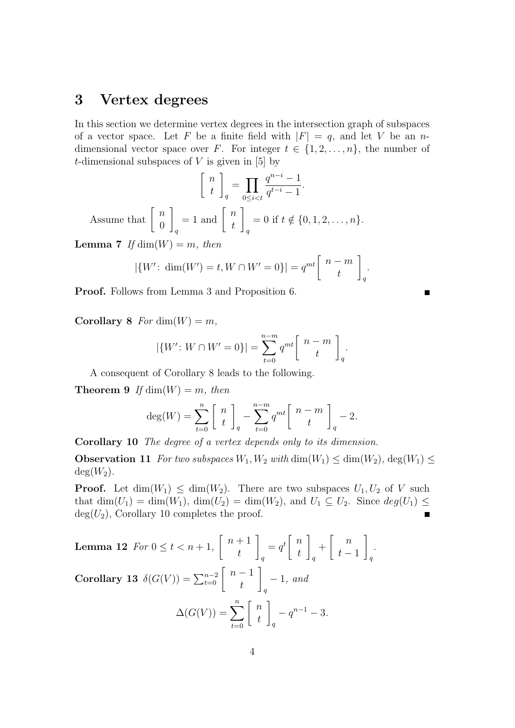## 3 Vertex degrees

In this section we determine vertex degrees in the intersection graph of subspaces of a vector space. Let $F$ be a finite field with $|F| = q$, and let $V$ be an $n$-dimensional vector space over $F$. For integer $t \in \{1, 2, \ldots, n\}$, the number of $t$-dimensional subspaces of $V$ is given in [5] by

$$\left[ \begin{array}{c} n \\ t \end{array} \right]_q = \prod_{0 \leq i < t} \frac{q^{n-i} - 1}{q^{t-i} - 1}.$$

Assume that $\left[ \begin{array}{c} n \\ 0 \end{array} \right]_q = 1$ and $\left[ \begin{array}{c} n \\ t \end{array} \right]_q = 0$ if $t \notin \{0, 1, 2, \ldots, n\}$.

**Lemma 7** *If* $\dim(W) = m$*, then*

$$|\{W' \colon \dim(W') = t, W \cap W' = 0\}| = q^{mt} \left[ \begin{array}{c} n - m \\ t \end{array} \right]_q.$$

**Proof.** Follows from Lemma 3 and Proposition 6. ∎

**Corollary 8** *For* $\dim(W) = m$*,*

$$|\{W' \colon W \cap W' = 0\}| = \sum_{t=0}^{n-m} q^{mt} \left[ \begin{array}{c} n - m \\ t \end{array} \right]_q.$$

A consequent of Corollary 8 leads to the following.

**Theorem 9** *If* $\dim(W) = m$*, then*

$$\deg(W) = \sum_{t=0}^{n} \left[ \begin{array}{c} n \\ t \end{array} \right]_q - \sum_{t=0}^{n-m} q^{mt} \left[ \begin{array}{c} n - m \\ t \end{array} \right]_q - 2.$$

**Corollary 10** *The degree of a vertex depends only to its dimension.*

**Observation 11** *For two subspaces* $W_1, W_2$ *with* $\dim(W_1) \leq \dim(W_2)$*,* $\deg(W_1) \leq \deg(W_2)$*.*

**Proof.** Let $\dim(W_1) \leq \dim(W_2)$. There are two subspaces $U_1, U_2$ of $V$ such that $\dim(U_1) = \dim(W_1)$, $\dim(U_2) = \dim(W_2)$, and $U_1 \subseteq U_2$. Since $deg(U_1) \leq \deg(U_2)$, Corollary 10 completes the proof. ∎

**Lemma 12** *For* $0 \leq t < n + 1$*,* $\left[ \begin{array}{c} n + 1 \\ t \end{array} \right]_q = q^t \left[ \begin{array}{c} n \\ t \end{array} \right]_q + \left[ \begin{array}{c} n \\ t - 1 \end{array} \right]_q$*.*

**Corollary 13** $\delta(G(V)) = \sum_{t=0}^{n-2} \left[ \begin{array}{c} n - 1 \\ t \end{array} \right]_q - 1$*, and*

$$\Delta(G(V)) = \sum_{t=0}^{n} \left[ \begin{array}{c} n \\ t \end{array} \right]_q - q^{n-1} - 3.$$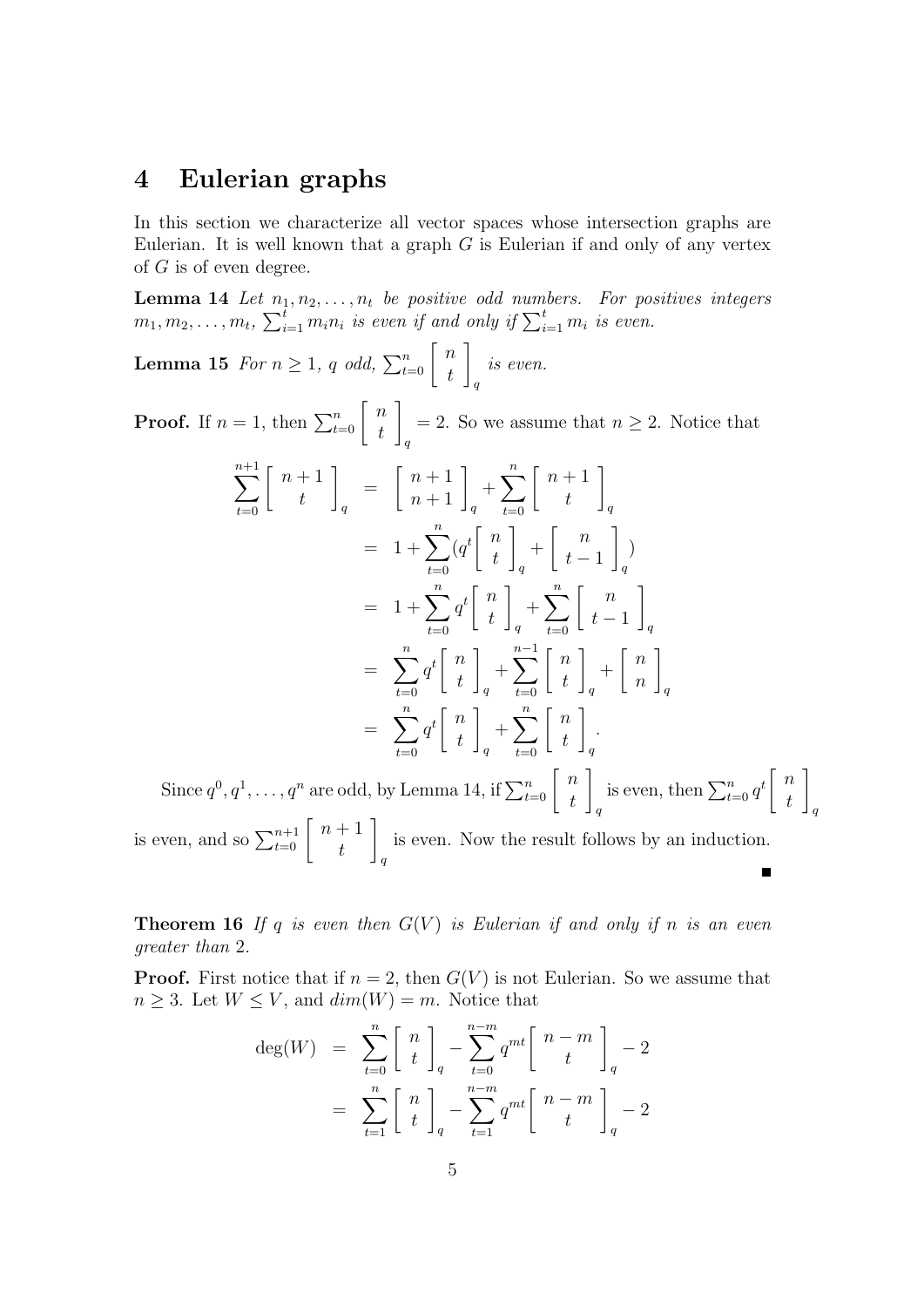# 4 Eulerian graphs

In this section we characterize all vector spaces whose intersection graphs are Eulerian. It is well known that a graph $G$ is Eulerian if and only of any vertex of $G$ is of even degree.

**Lemma 14** *Let $n_1, n_2, \ldots, n_t$ be positive odd numbers. For positives integers $m_1, m_2, \ldots, m_t$, $\sum_{i=1}^{t} m_i n_i$ is even if and only if $\sum_{i=1}^{t} m_i$ is even.*

**Lemma 15** *For $n \geq 1$, $q$ odd, $\sum_{t=0}^{n} \left[ \begin{array}{c} n \\ t \end{array} \right]_q$ is even.*

**Proof.** If $n = 1$, then $\sum_{t=0}^{n} \left[ \begin{array}{c} n \\ t \end{array} \right]_q = 2$. So we assume that $n \geq 2$. Notice that

$$
\begin{aligned}
\sum_{t=0}^{n+1} \left[ \begin{array}{c} n+1 \\ t \end{array} \right]_q &= \left[ \begin{array}{c} n+1 \\ n+1 \end{array} \right]_q + \sum_{t=0}^{n} \left[ \begin{array}{c} n+1 \\ t \end{array} \right]_q \\
&= 1 + \sum_{t=0}^{n} (q^t \left[ \begin{array}{c} n \\ t \end{array} \right]_q + \left[ \begin{array}{c} n \\ t-1 \end{array} \right]_q) \\
&= 1 + \sum_{t=0}^{n} q^t \left[ \begin{array}{c} n \\ t \end{array} \right]_q + \sum_{t=0}^{n} \left[ \begin{array}{c} n \\ t-1 \end{array} \right]_q \\
&= \sum_{t=0}^{n} q^t \left[ \begin{array}{c} n \\ t \end{array} \right]_q + \sum_{t=0}^{n-1} \left[ \begin{array}{c} n \\ t \end{array} \right]_q + \left[ \begin{array}{c} n \\ n \end{array} \right]_q \\
&= \sum_{t=0}^{n} q^t \left[ \begin{array}{c} n \\ t \end{array} \right]_q + \sum_{t=0}^{n} \left[ \begin{array}{c} n \\ t \end{array} \right]_q .
\end{aligned}
$$

Since $q^0, q^1, \ldots, q^n$ are odd, by Lemma 14, if $\sum_{t=0}^{n} \left[ \begin{array}{c} n \\ t \end{array} \right]_q$ is even, then $\sum_{t=0}^{n} q^t \left[ \begin{array}{c} n \\ t \end{array} \right]_q$ is even, and so $\sum_{t=0}^{n+1} \left[ \begin{array}{c} n+1 \\ t \end{array} \right]_q$ is even. Now the result follows by an induction. ∎

**Theorem 16** *If $q$ is even then $G(V)$ is Eulerian if and only if $n$ is an even greater than 2.*

**Proof.** First notice that if $n = 2$, then $G(V)$ is not Eulerian. So we assume that $n \geq 3$. Let $W \leq V$, and $dim(W) = m$. Notice that

$$
\begin{aligned}
\deg(W) &= \sum_{t=0}^{n} \left[ \begin{array}{c} n \\ t \end{array} \right]_q - \sum_{t=0}^{n-m} q^{mt} \left[ \begin{array}{c} n-m \\ t \end{array} \right]_q - 2 \\
&= \sum_{t=1}^{n} \left[ \begin{array}{c} n \\ t \end{array} \right]_q - \sum_{t=1}^{n-m} q^{mt} \left[ \begin{array}{c} n-m \\ t \end{array} \right]_q - 2
\end{aligned}
$$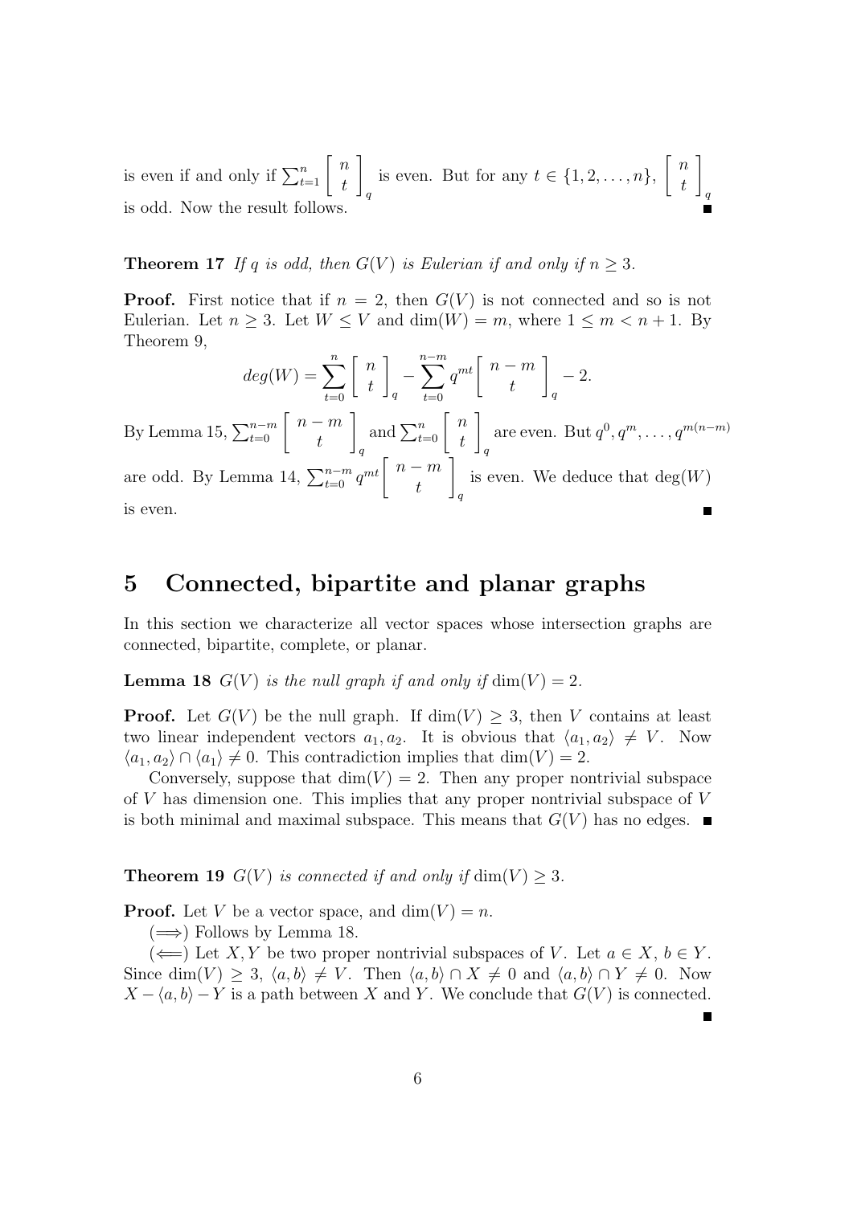is even if and only if $\sum_{t=1}^{n} \left[ \begin{array}{c} n \\ t \end{array} \right]_q$ is even. But for any $t \in \{1, 2, \ldots, n\}$, $\left[ \begin{array}{c} n \\ t \end{array} \right]_q$ is odd. Now the result follows. ∎

**Theorem 17** *If $q$ is odd, then $G(V)$ is Eulerian if and only if $n \geq 3$.*

**Proof.** First notice that if $n = 2$, then $G(V)$ is not connected and so is not Eulerian. Let $n \geq 3$. Let $W \leq V$ and $\dim(W) = m$, where $1 \leq m < n + 1$. By Theorem 9,

$$deg(W) = \sum_{t=0}^{n} \left[ \begin{array}{c} n \\ t \end{array} \right]_q - \sum_{t=0}^{n-m} q^{mt} \left[ \begin{array}{c} n-m \\ t \end{array} \right]_q - 2.$$

By Lemma 15, $\sum_{t=0}^{n-m} \left[ \begin{array}{c} n-m \\ t \end{array} \right]_q$ and $\sum_{t=0}^{n} \left[ \begin{array}{c} n \\ t \end{array} \right]_q$ are even. But $q^0, q^m, \ldots, q^{m(n-m)}$ are odd. By Lemma 14, $\sum_{t=0}^{n-m} q^{mt} \left[ \begin{array}{c} n-m \\ t \end{array} \right]_q$ is even. We deduce that $\deg(W)$ is even. ∎

## 5 Connected, bipartite and planar graphs

In this section we characterize all vector spaces whose intersection graphs are connected, bipartite, complete, or planar.

**Lemma 18** *$G(V)$ is the null graph if and only if $\dim(V) = 2$.*

**Proof.** Let $G(V)$ be the null graph. If $\dim(V) \geq 3$, then $V$ contains at least two linear independent vectors $a_1, a_2$. It is obvious that $\langle a_1, a_2 \rangle \neq V$. Now $\langle a_1, a_2 \rangle \cap \langle a_1 \rangle \neq 0$. This contradiction implies that $\dim(V) = 2$.

Conversely, suppose that $\dim(V) = 2$. Then any proper nontrivial subspace of $V$ has dimension one. This implies that any proper nontrivial subspace of $V$ is both minimal and maximal subspace. This means that $G(V)$ has no edges. ∎

**Theorem 19** *$G(V)$ is connected if and only if $\dim(V) \geq 3$.*

**Proof.** Let $V$ be a vector space, and $\dim(V) = n$.

($\Longrightarrow$) Follows by Lemma 18.

($\Longleftarrow$) Let $X, Y$ be two proper nontrivial subspaces of $V$. Let $a \in X$, $b \in Y$. Since $\dim(V) \geq 3$, $\langle a, b \rangle \neq V$. Then $\langle a, b \rangle \cap X \neq 0$ and $\langle a, b \rangle \cap Y \neq 0$. Now $X - \langle a, b \rangle - Y$ is a path between $X$ and $Y$. We conclude that $G(V)$ is connected. ∎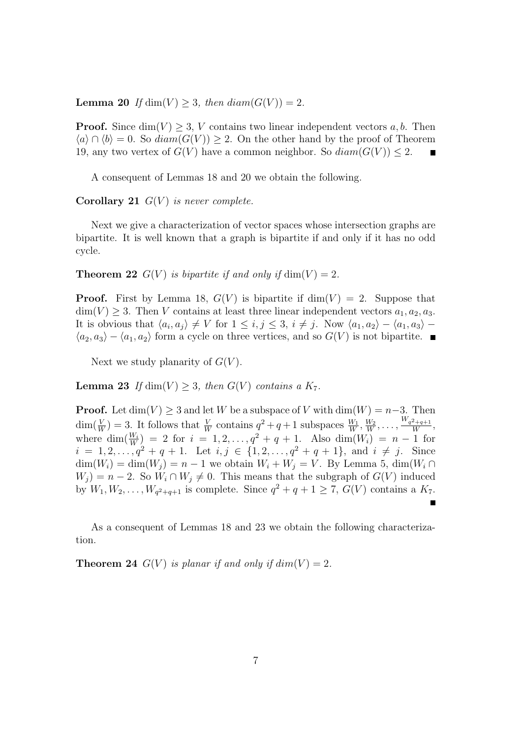**Lemma 20** *If $\dim(V) \geq 3$, then $diam(G(V)) = 2$.*

**Proof.** Since $\dim(V) \geq 3$, $V$ contains two linear independent vectors $a, b$. Then $\langle a \rangle \cap \langle b \rangle = 0$. So $diam(G(V)) \geq 2$. On the other hand by the proof of Theorem 19, any two vertex of $G(V)$ have a common neighbor. So $diam(G(V)) \leq 2$. ∎

A consequent of Lemmas 18 and 20 we obtain the following.

**Corollary 21** *$G(V)$ is never complete.*

Next we give a characterization of vector spaces whose intersection graphs are bipartite. It is well known that a graph is bipartite if and only if it has no odd cycle.

**Theorem 22** *$G(V)$ is bipartite if and only if $\dim(V) = 2$.*

**Proof.** First by Lemma 18, $G(V)$ is bipartite if $\dim(V) = 2$. Suppose that $\dim(V) \geq 3$. Then $V$ contains at least three linear independent vectors $a_1, a_2, a_3$. It is obvious that $\langle a_i, a_j \rangle \neq V$ for $1 \leq i, j \leq 3$, $i \neq j$. Now $\langle a_1, a_2 \rangle - \langle a_1, a_3 \rangle - \langle a_2, a_3 \rangle - \langle a_1, a_2 \rangle$ form a cycle on three vertices, and so $G(V)$ is not bipartite. ∎

Next we study planarity of $G(V)$.

**Lemma 23** *If $\dim(V) \geq 3$, then $G(V)$ contains a $K_7$.*

**Proof.** Let $\dim(V) \geq 3$ and let $W$ be a subspace of $V$ with $\dim(W) = n-3$. Then $\dim(\frac{V}{W}) = 3$. It follows that $\frac{V}{W}$ contains $q^2+q+1$ subspaces $\frac{W_1}{W}, \frac{W_2}{W}, \ldots, \frac{W_{q^2+q+1}}{W}$, where $\dim(\frac{W_i}{W}) = 2$ for $i = 1, 2, \ldots, q^2+q+1$. Also $\dim(W_i) = n-1$ for $i = 1, 2, \ldots, q^2+q+1$. Let $i, j \in \{1, 2, \ldots, q^2+q+1\}$, and $i \neq j$. Since $\dim(W_i) = \dim(W_j) = n-1$ we obtain $W_i + W_j = V$. By Lemma 5, $\dim(W_i \cap W_j) = n-2$. So $W_i \cap W_j \neq 0$. This means that the subgraph of $G(V)$ induced by $W_1, W_2, \ldots, W_{q^2+q+1}$ is complete. Since $q^2+q+1 \geq 7$, $G(V)$ contains a $K_7$. ∎

As a consequent of Lemmas 18 and 23 we obtain the following characterization.

**Theorem 24** *$G(V)$ is planar if and only if $dim(V) = 2$.*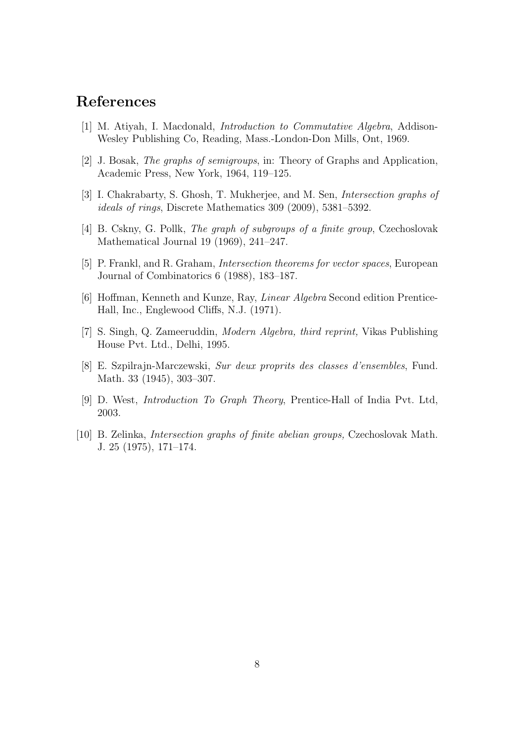# References

[1] M. Atiyah, I. Macdonald, *Introduction to Commutative Algebra*, Addison-Wesley Publishing Co, Reading, Mass.-London-Don Mills, Ont, 1969.

[2] J. Bosak, *The graphs of semigroups*, in: Theory of Graphs and Application, Academic Press, New York, 1964, 119–125.

[3] I. Chakrabarty, S. Ghosh, T. Mukherjee, and M. Sen, *Intersection graphs of ideals of rings*, Discrete Mathematics 309 (2009), 5381–5392.

[4] B. Cskny, G. Pollk, *The graph of subgroups of a finite group*, Czechoslovak Mathematical Journal 19 (1969), 241–247.

[5] P. Frankl, and R. Graham, *Intersection theorems for vector spaces*, European Journal of Combinatorics 6 (1988), 183–187.

[6] Hoffman, Kenneth and Kunze, Ray, *Linear Algebra* Second edition Prentice-Hall, Inc., Englewood Cliffs, N.J. (1971).

[7] S. Singh, Q. Zameeruddin, *Modern Algebra, third reprint,* Vikas Publishing House Pvt. Ltd., Delhi, 1995.

[8] E. Szpilrajn-Marczewski, *Sur deux proprits des classes d'ensembles*, Fund. Math. 33 (1945), 303–307.

[9] D. West, *Introduction To Graph Theory*, Prentice-Hall of India Pvt. Ltd, 2003.

[10] B. Zelinka, *Intersection graphs of finite abelian groups,* Czechoslovak Math. J. 25 (1975), 171–174.